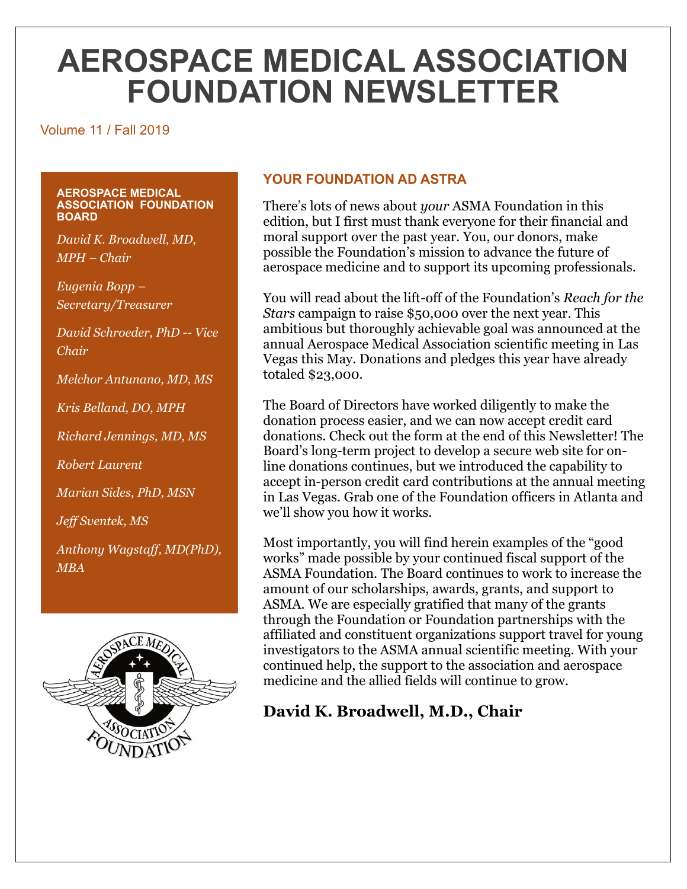# AEROSPACE MEDICAL ASSOCIATION FOUNDATION NEWSLETTER

Volume 11 / Fall 2019

**AEROSPACE MEDICAL ASSOCIATION FOUNDATION BOARD**

*David K. Broadwell, MD, MPH – Chair*

*Eugenia Bopp – Secretary/Treasurer*

*David Schroeder, PhD -- Vice Chair*

*Melchor Antunano, MD, MS*

*Kris Belland, DO, MPH*

*Richard Jennings, MD, MS*

*Robert Laurent*

*Marian Sides, PhD, MSN*

*Jeff Sventek, MS*

*Anthony Wagstaff, MD(PhD), MBA*

## YOUR FOUNDATION AD ASTRA

There's lots of news about *your* ASMA Foundation in this edition, but I first must thank everyone for their financial and moral support over the past year. You, our donors, make possible the Foundation's mission to advance the future of aerospace medicine and to support its upcoming professionals.

You will read about the lift-off of the Foundation's *Reach for the Stars* campaign to raise $50,000 over the next year. This ambitious but thoroughly achievable goal was announced at the annual Aerospace Medical Association scientific meeting in Las Vegas this May. Donations and pledges this year have already totaled $23,000.

The Board of Directors have worked diligently to make the donation process easier, and we can now accept credit card donations. Check out the form at the end of this Newsletter! The Board's long-term project to develop a secure web site for on-line donations continues, but we introduced the capability to accept in-person credit card contributions at the annual meeting in Las Vegas. Grab one of the Foundation officers in Atlanta and we'll show you how it works.

Most importantly, you will find herein examples of the "good works" made possible by your continued fiscal support of the ASMA Foundation. The Board continues to work to increase the amount of our scholarships, awards, grants, and support to ASMA. We are especially gratified that many of the grants through the Foundation or Foundation partnerships with the affiliated and constituent organizations support travel for young investigators to the ASMA annual scientific meeting. With your continued help, the support to the association and aerospace medicine and the allied fields will continue to grow.

**David K. Broadwell, M.D., Chair**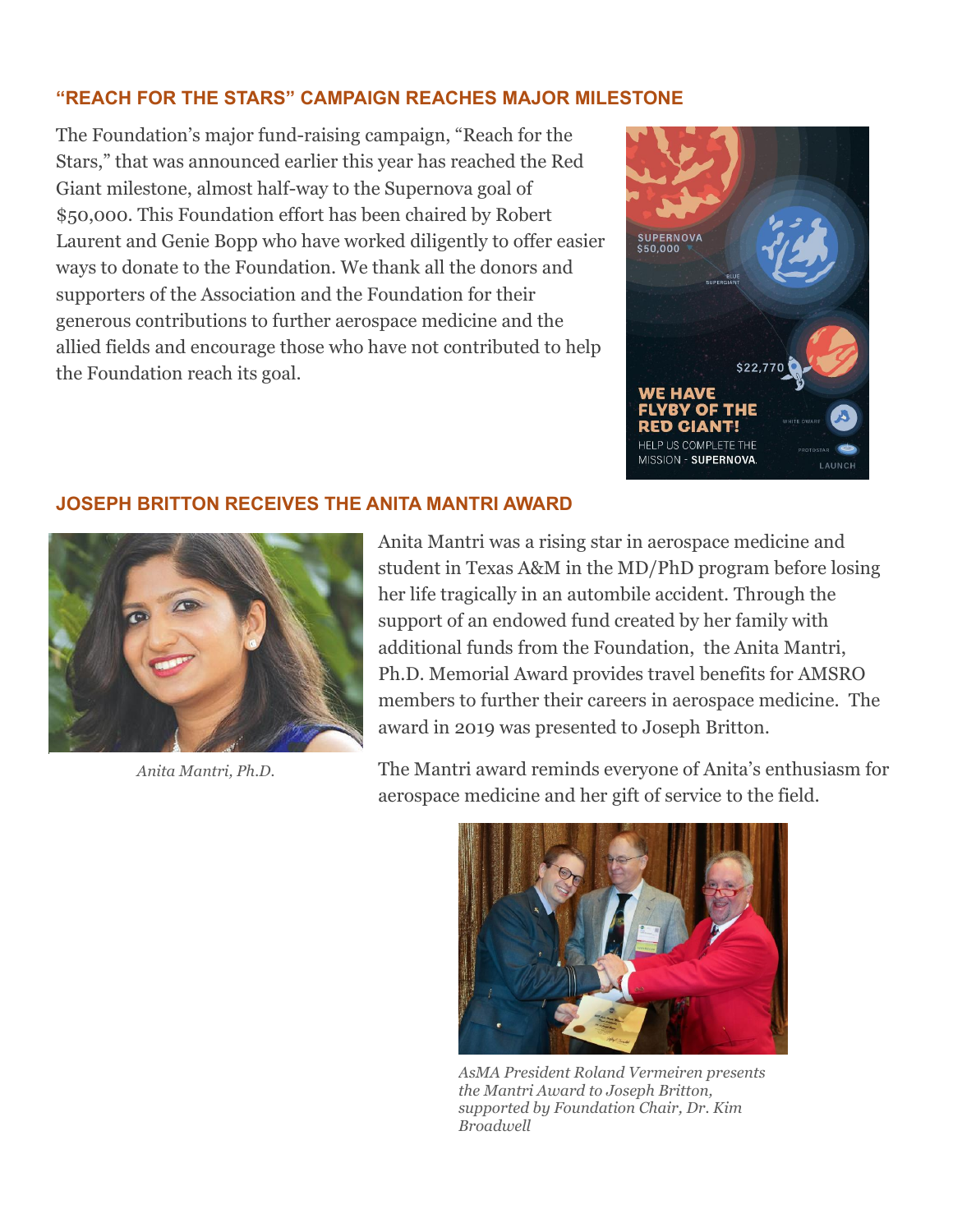## "REACH FOR THE STARS" CAMPAIGN REACHES MAJOR MILESTONE

The Foundation's major fund-raising campaign, "Reach for the Stars," that was announced earlier this year has reached the Red Giant milestone, almost half-way to the Supernova goal of $50,000. This Foundation effort has been chaired by Robert Laurent and Genie Bopp who have worked diligently to offer easier ways to donate to the Foundation. We thank all the donors and supporters of the Association and the Foundation for their generous contributions to further aerospace medicine and the allied fields and encourage those who have not contributed to help the Foundation reach its goal.

## JOSEPH BRITTON RECEIVES THE ANITA MANTRI AWARD

*Anita Mantri, Ph.D.*

Anita Mantri was a rising star in aerospace medicine and student in Texas A&M in the MD/PhD program before losing her life tragically in an autombile accident. Through the support of an endowed fund created by her family with additional funds from the Foundation, the Anita Mantri, Ph.D. Memorial Award provides travel benefits for AMSRO members to further their careers in aerospace medicine. The award in 2019 was presented to Joseph Britton.

The Mantri award reminds everyone of Anita's enthusiasm for aerospace medicine and her gift of service to the field.

*AsMA President Roland Vermeiren presents the Mantri Award to Joseph Britton, supported by Foundation Chair, Dr. Kim Broadwell*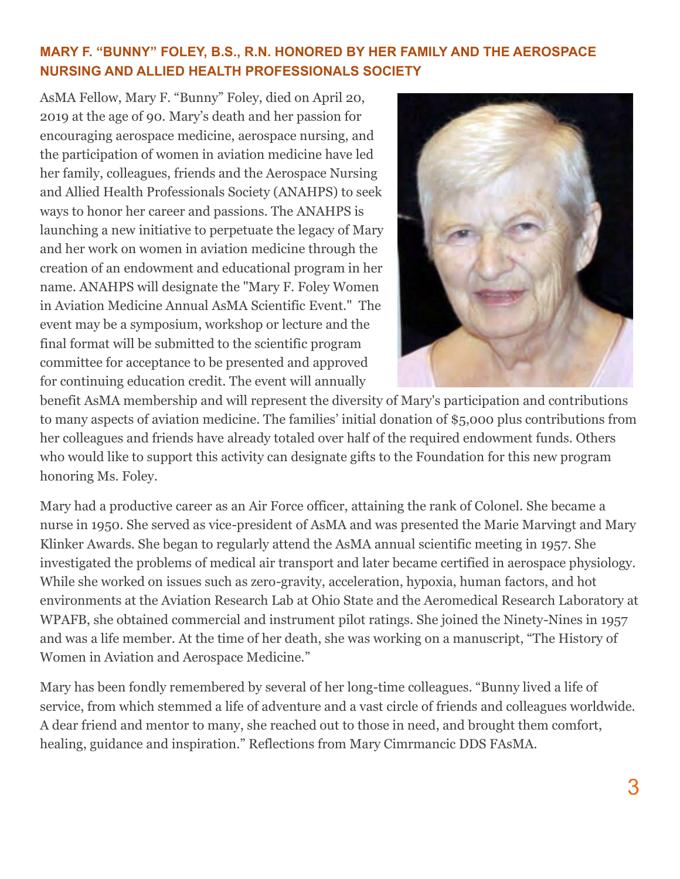## MARY F. "BUNNY" FOLEY, B.S., R.N. HONORED BY HER FAMILY AND THE AEROSPACE NURSING AND ALLIED HEALTH PROFESSIONALS SOCIETY

AsMA Fellow, Mary F. "Bunny" Foley, died on April 20, 2019 at the age of 90. Mary's death and her passion for encouraging aerospace medicine, aerospace nursing, and the participation of women in aviation medicine have led her family, colleagues, friends and the Aerospace Nursing and Allied Health Professionals Society (ANAHPS) to seek ways to honor her career and passions. The ANAHPS is launching a new initiative to perpetuate the legacy of Mary and her work on women in aviation medicine through the creation of an endowment and educational program in her name. ANAHPS will designate the "Mary F. Foley Women in Aviation Medicine Annual AsMA Scientific Event." The event may be a symposium, workshop or lecture and the final format will be submitted to the scientific program committee for acceptance to be presented and approved for continuing education credit. The event will annually benefit AsMA membership and will represent the diversity of Mary's participation and contributions to many aspects of aviation medicine. The families' initial donation of $5,000 plus contributions from her colleagues and friends have already totaled over half of the required endowment funds. Others who would like to support this activity can designate gifts to the Foundation for this new program honoring Ms. Foley.

Mary had a productive career as an Air Force officer, attaining the rank of Colonel. She became a nurse in 1950. She served as vice-president of AsMA and was presented the Marie Marvingt and Mary Klinker Awards. She began to regularly attend the AsMA annual scientific meeting in 1957. She investigated the problems of medical air transport and later became certified in aerospace physiology. While she worked on issues such as zero-gravity, acceleration, hypoxia, human factors, and hot environments at the Aviation Research Lab at Ohio State and the Aeromedical Research Laboratory at WPAFB, she obtained commercial and instrument pilot ratings. She joined the Ninety-Nines in 1957 and was a life member. At the time of her death, she was working on a manuscript, "The History of Women in Aviation and Aerospace Medicine."

Mary has been fondly remembered by several of her long-time colleagues. "Bunny lived a life of service, from which stemmed a life of adventure and a vast circle of friends and colleagues worldwide. A dear friend and mentor to many, she reached out to those in need, and brought them comfort, healing, guidance and inspiration." Reflections from Mary Cimrmancic DDS FAsMA.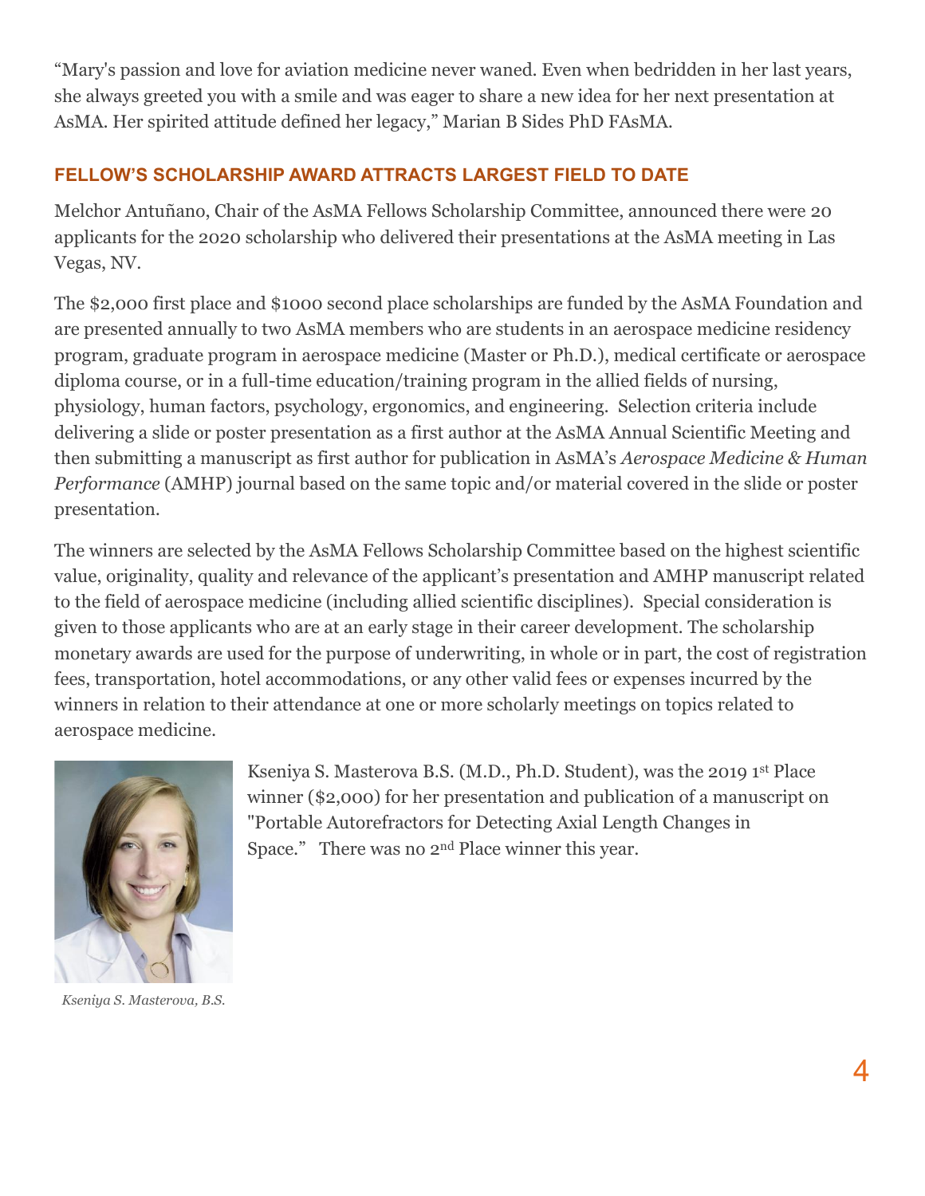"Mary's passion and love for aviation medicine never waned. Even when bedridden in her last years, she always greeted you with a smile and was eager to share a new idea for her next presentation at AsMA. Her spirited attitude defined her legacy," Marian B Sides PhD FAsMA.

## FELLOW'S SCHOLARSHIP AWARD ATTRACTS LARGEST FIELD TO DATE

Melchor Antuñano, Chair of the AsMA Fellows Scholarship Committee, announced there were 20 applicants for the 2020 scholarship who delivered their presentations at the AsMA meeting in Las Vegas, NV.

The $2,000 first place and $1000 second place scholarships are funded by the AsMA Foundation and are presented annually to two AsMA members who are students in an aerospace medicine residency program, graduate program in aerospace medicine (Master or Ph.D.), medical certificate or aerospace diploma course, or in a full-time education/training program in the allied fields of nursing, physiology, human factors, psychology, ergonomics, and engineering. Selection criteria include delivering a slide or poster presentation as a first author at the AsMA Annual Scientific Meeting and then submitting a manuscript as first author for publication in AsMA's *Aerospace Medicine & Human Performance* (AMHP) journal based on the same topic and/or material covered in the slide or poster presentation.

The winners are selected by the AsMA Fellows Scholarship Committee based on the highest scientific value, originality, quality and relevance of the applicant's presentation and AMHP manuscript related to the field of aerospace medicine (including allied scientific disciplines). Special consideration is given to those applicants who are at an early stage in their career development. The scholarship monetary awards are used for the purpose of underwriting, in whole or in part, the cost of registration fees, transportation, hotel accommodations, or any other valid fees or expenses incurred by the winners in relation to their attendance at one or more scholarly meetings on topics related to aerospace medicine.

Kseniya S. Masterova B.S. (M.D., Ph.D. Student), was the 2019 1st Place winner ($2,000) for her presentation and publication of a manuscript on "Portable Autorefractors for Detecting Axial Length Changes in Space." There was no 2nd Place winner this year.

*Kseniya S. Masterova, B.S.*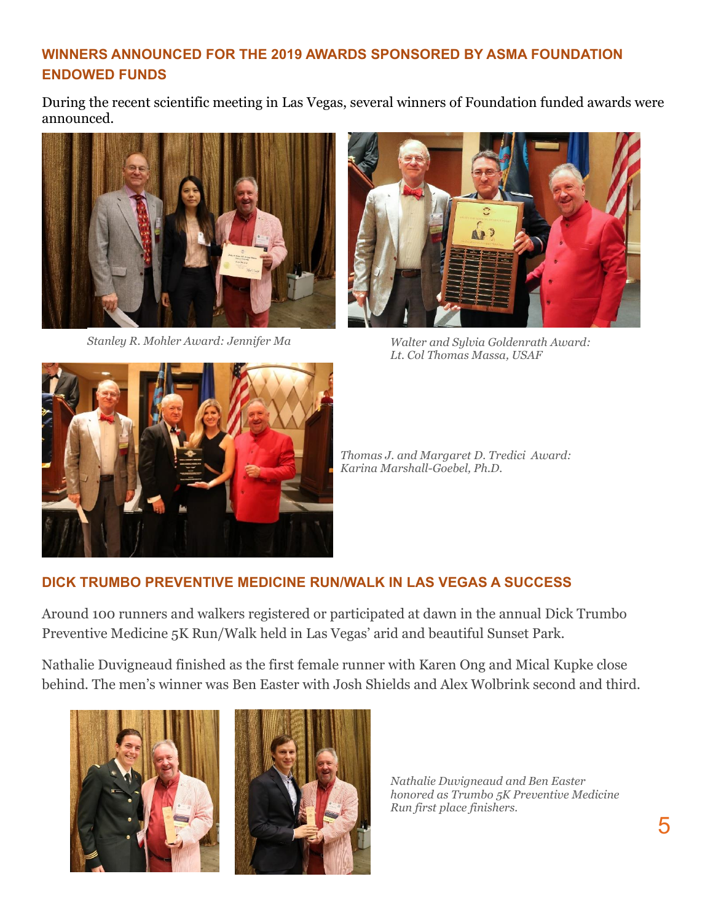## WINNERS ANNOUNCED FOR THE 2019 AWARDS SPONSORED BY ASMA FOUNDATION ENDOWED FUNDS

During the recent scientific meeting in Las Vegas, several winners of Foundation funded awards were announced.

*Stanley R. Mohler Award: Jennifer Ma*

*Walter and Sylvia Goldenrath Award: Lt. Col Thomas Massa, USAF*

*Thomas J. and Margaret D. Tredici Award: Karina Marshall-Goebel, Ph.D.*

## DICK TRUMBO PREVENTIVE MEDICINE RUN/WALK IN LAS VEGAS A SUCCESS

Around 100 runners and walkers registered or participated at dawn in the annual Dick Trumbo Preventive Medicine 5K Run/Walk held in Las Vegas' arid and beautiful Sunset Park.

Nathalie Duvigneaud finished as the first female runner with Karen Ong and Mical Kupke close behind. The men's winner was Ben Easter with Josh Shields and Alex Wolbrink second and third.

*Nathalie Duvigneaud and Ben Easter honored as Trumbo 5K Preventive Medicine Run first place finishers.*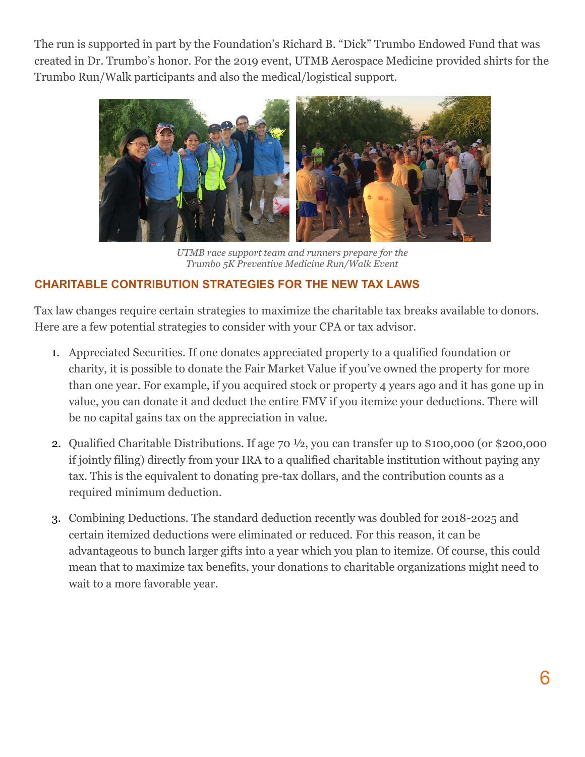The run is supported in part by the Foundation's Richard B. "Dick" Trumbo Endowed Fund that was created in Dr. Trumbo's honor. For the 2019 event, UTMB Aerospace Medicine provided shirts for the Trumbo Run/Walk participants and also the medical/logistical support.

*UTMB race support team and runners prepare for the Trumbo 5K Preventive Medicine Run/Walk Event*

## CHARITABLE CONTRIBUTION STRATEGIES FOR THE NEW TAX LAWS

Tax law changes require certain strategies to maximize the charitable tax breaks available to donors. Here are a few potential strategies to consider with your CPA or tax advisor.

1. Appreciated Securities. If one donates appreciated property to a qualified foundation or charity, it is possible to donate the Fair Market Value if you've owned the property for more than one year. For example, if you acquired stock or property 4 years ago and it has gone up in value, you can donate it and deduct the entire FMV if you itemize your deductions. There will be no capital gains tax on the appreciation in value.

2. Qualified Charitable Distributions. If age 70 ½, you can transfer up to $100,000 (or $200,000 if jointly filing) directly from your IRA to a qualified charitable institution without paying any tax. This is the equivalent to donating pre-tax dollars, and the contribution counts as a required minimum deduction.

3. Combining Deductions. The standard deduction recently was doubled for 2018-2025 and certain itemized deductions were eliminated or reduced. For this reason, it can be advantageous to bunch larger gifts into a year which you plan to itemize. Of course, this could mean that to maximize tax benefits, your donations to charitable organizations might need to wait to a more favorable year.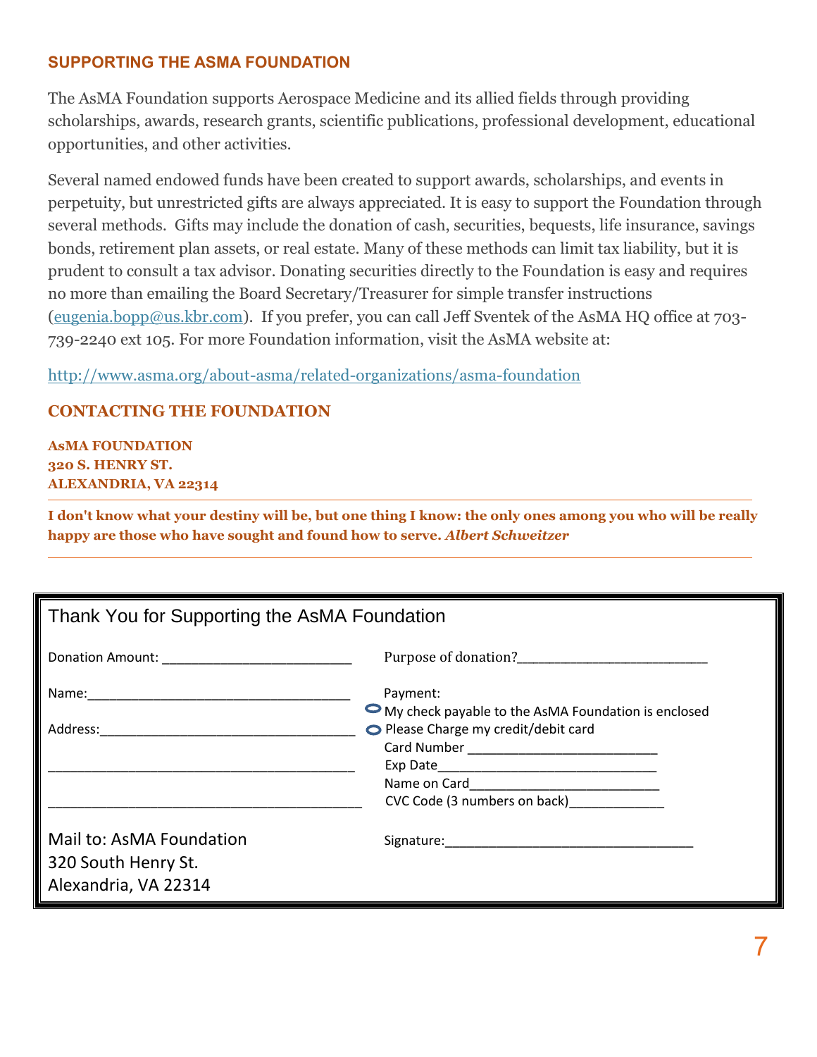## SUPPORTING THE ASMA FOUNDATION

The AsMA Foundation supports Aerospace Medicine and its allied fields through providing scholarships, awards, research grants, scientific publications, professional development, educational opportunities, and other activities.

Several named endowed funds have been created to support awards, scholarships, and events in perpetuity, but unrestricted gifts are always appreciated. It is easy to support the Foundation through several methods. Gifts may include the donation of cash, securities, bequests, life insurance, savings bonds, retirement plan assets, or real estate. Many of these methods can limit tax liability, but it is prudent to consult a tax advisor. Donating securities directly to the Foundation is easy and requires no more than emailing the Board Secretary/Treasurer for simple transfer instructions (eugenia.bopp@us.kbr.com). If you prefer, you can call Jeff Sventek of the AsMA HQ office at 703-739-2240 ext 105. For more Foundation information, visit the AsMA website at:

http://www.asma.org/about-asma/related-organizations/asma-foundation

## CONTACTING THE FOUNDATION

**AsMA FOUNDATION**
**320 S. HENRY ST.**
**ALEXANDRIA, VA 22314**

---

**I don't know what your destiny will be, but one thing I know: the only ones among you who will be really happy are those who have sought and found how to serve.** ***Albert Schweitzer***

---

### Thank You for Supporting the AsMA Foundation

Donation Amount: ___________________________

Name:_____________________________________

Address:___________________________________

___________________________________________

___________________________________________

Mail to: AsMA Foundation
320 South Henry St.
Alexandria, VA 22314

Purpose of donation?___________________________

Payment:

- ○ My check payable to the AsMA Foundation is enclosed
- ○ Please Charge my credit/debit card

Card Number ___________________________
Exp Date_______________________________
Name on Card___________________________
CVC Code (3 numbers on back)_____________

Signature:____________________________________